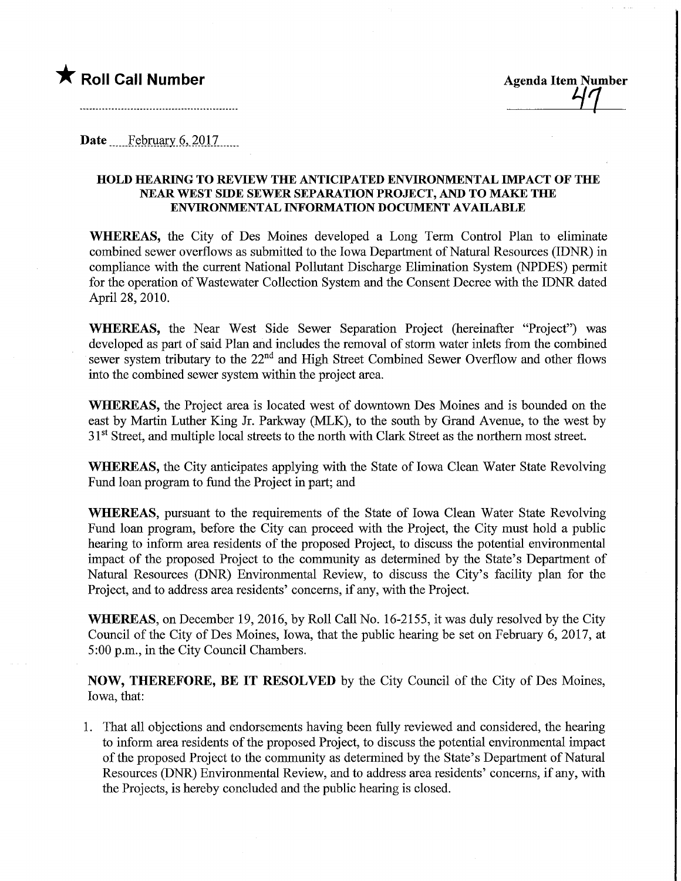★ **Roll Call Number**

**Agenda Item Number**
47

**Date** February 6, 2017

**HOLD HEARING TO REVIEW THE ANTICIPATED ENVIRONMENTAL IMPACT OF THE NEAR WEST SIDE SEWER SEPARATION PROJECT, AND TO MAKE THE ENVIRONMENTAL INFORMATION DOCUMENT AVAILABLE**

**WHEREAS,** the City of Des Moines developed a Long Term Control Plan to eliminate combined sewer overflows as submitted to the Iowa Department of Natural Resources (IDNR) in compliance with the current National Pollutant Discharge Elimination System (NPDES) permit for the operation of Wastewater Collection System and the Consent Decree with the IDNR dated April 28, 2010.

**WHEREAS,** the Near West Side Sewer Separation Project (hereinafter "Project") was developed as part of said Plan and includes the removal of storm water inlets from the combined sewer system tributary to the 22nd and High Street Combined Sewer Overflow and other flows into the combined sewer system within the project area.

**WHEREAS,** the Project area is located west of downtown Des Moines and is bounded on the east by Martin Luther King Jr. Parkway (MLK), to the south by Grand Avenue, to the west by 31st Street, and multiple local streets to the north with Clark Street as the northern most street.

**WHEREAS,** the City anticipates applying with the State of Iowa Clean Water State Revolving Fund loan program to fund the Project in part; and

**WHEREAS,** pursuant to the requirements of the State of Iowa Clean Water State Revolving Fund loan program, before the City can proceed with the Project, the City must hold a public hearing to inform area residents of the proposed Project, to discuss the potential environmental impact of the proposed Project to the community as determined by the State's Department of Natural Resources (DNR) Environmental Review, to discuss the City's facility plan for the Project, and to address area residents' concerns, if any, with the Project.

**WHEREAS,** on December 19, 2016, by Roll Call No. 16-2155, it was duly resolved by the City Council of the City of Des Moines, Iowa, that the public hearing be set on February 6, 2017, at 5:00 p.m., in the City Council Chambers.

**NOW, THEREFORE, BE IT RESOLVED** by the City Council of the City of Des Moines, Iowa, that:

1. That all objections and endorsements having been fully reviewed and considered, the hearing to inform area residents of the proposed Project, to discuss the potential environmental impact of the proposed Project to the community as determined by the State's Department of Natural Resources (DNR) Environmental Review, and to address area residents' concerns, if any, with the Projects, is hereby concluded and the public hearing is closed.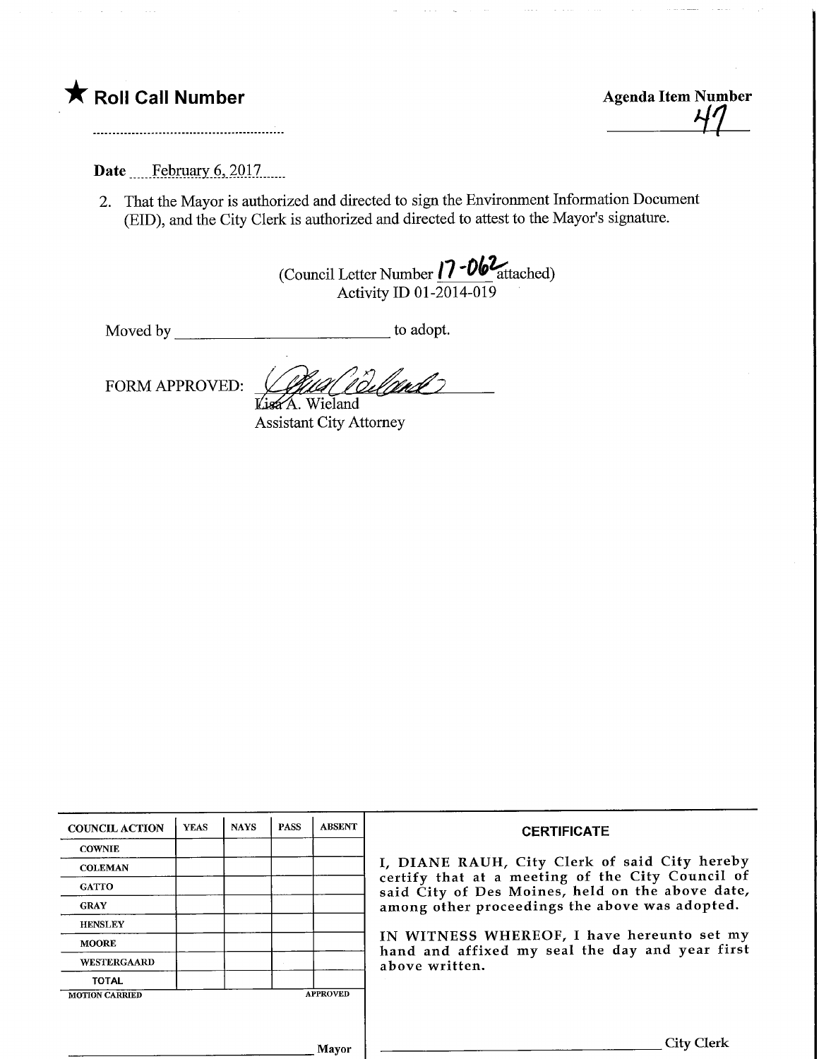★ **Roll Call Number**

---

**Agenda Item Number**

47

**Date** February 6, 2017

2. That the Mayor is authorized and directed to sign the Environment Information Document (EID), and the City Clerk is authorized and directed to attest to the Mayor's signature.

(Council Letter Number 17-062 attached)
Activity ID 01-2014-019

Moved by ____________________________ to adopt.

FORM APPROVED:

Lisa A. Wieland
Assistant City Attorney

| COUNCIL ACTION | YEAS | NAYS | PASS | ABSENT |
|---|---|---|---|---|
| COWNIE | | | | |
| COLEMAN | | | | |
| GATTO | | | | |
| GRAY | | | | |
| HENSLEY | | | | |
| MOORE | | | | |
| WESTERGAARD | | | | |
| TOTAL | | | | |
| MOTION CARRIED | | | | APPROVED |

____________________________ Mayor

**CERTIFICATE**

I, DIANE RAUH, City Clerk of said City hereby certify that at a meeting of the City Council of said City of Des Moines, held on the above date, among other proceedings the above was adopted.

IN WITNESS WHEREOF, I have hereunto set my hand and affixed my seal the day and year first above written.

____________________________ City Clerk